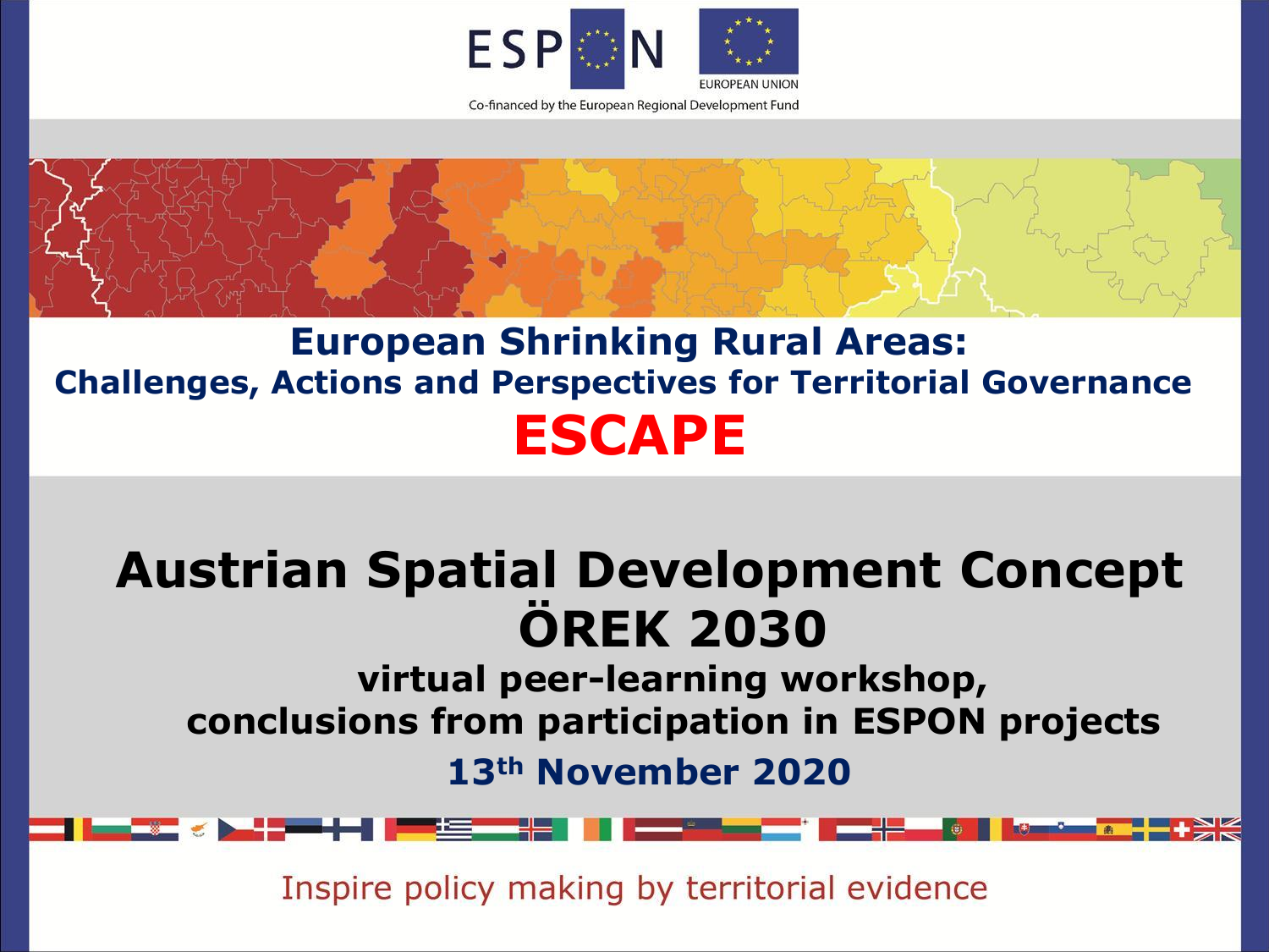ESPON

EUROPEAN UNION

Co-financed by the European Regional Development Fund

# European Shrinking Rural Areas:
## Challenges, Actions and Perspectives for Territorial Governance

# ESCAPE

# Austrian Spatial Development Concept ÖREK 2030

### virtual peer-learning workshop, conclusions from participation in ESPON projects

### 13th November 2020

Inspire policy making by territorial evidence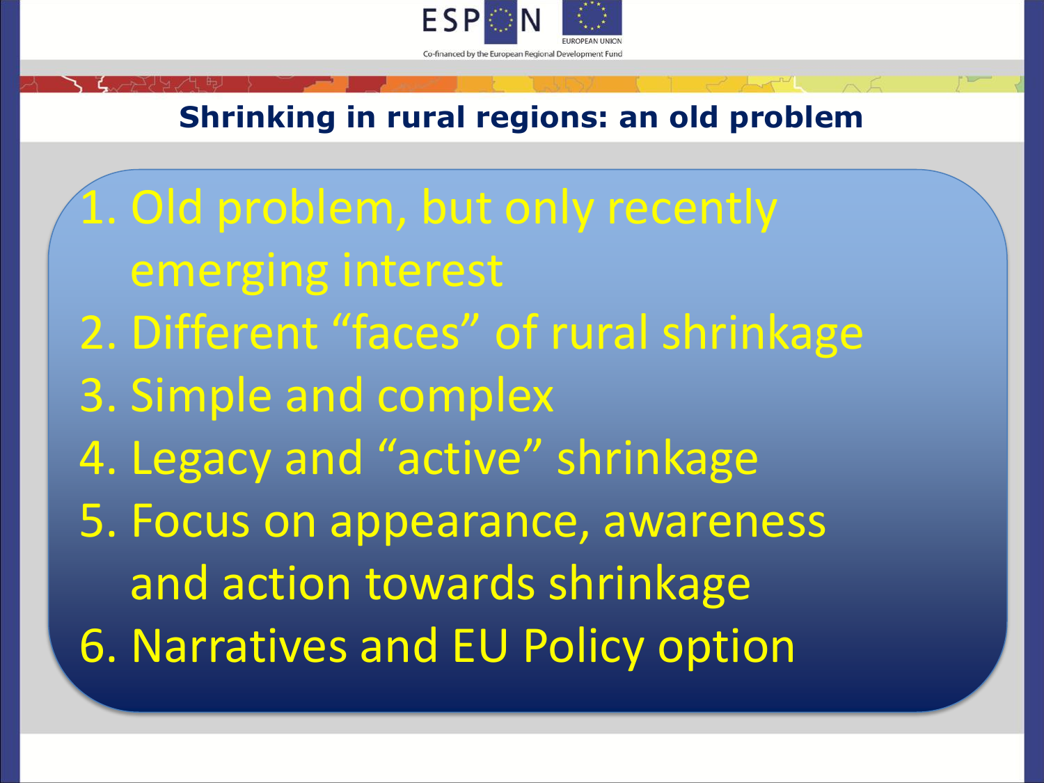## Shrinking in rural regions: an old problem

1. Old problem, but only recently emerging interest
2. Different "faces" of rural shrinkage
3. Simple and complex
4. Legacy and "active" shrinkage
5. Focus on appearance, awareness and action towards shrinkage
6. Narratives and EU Policy option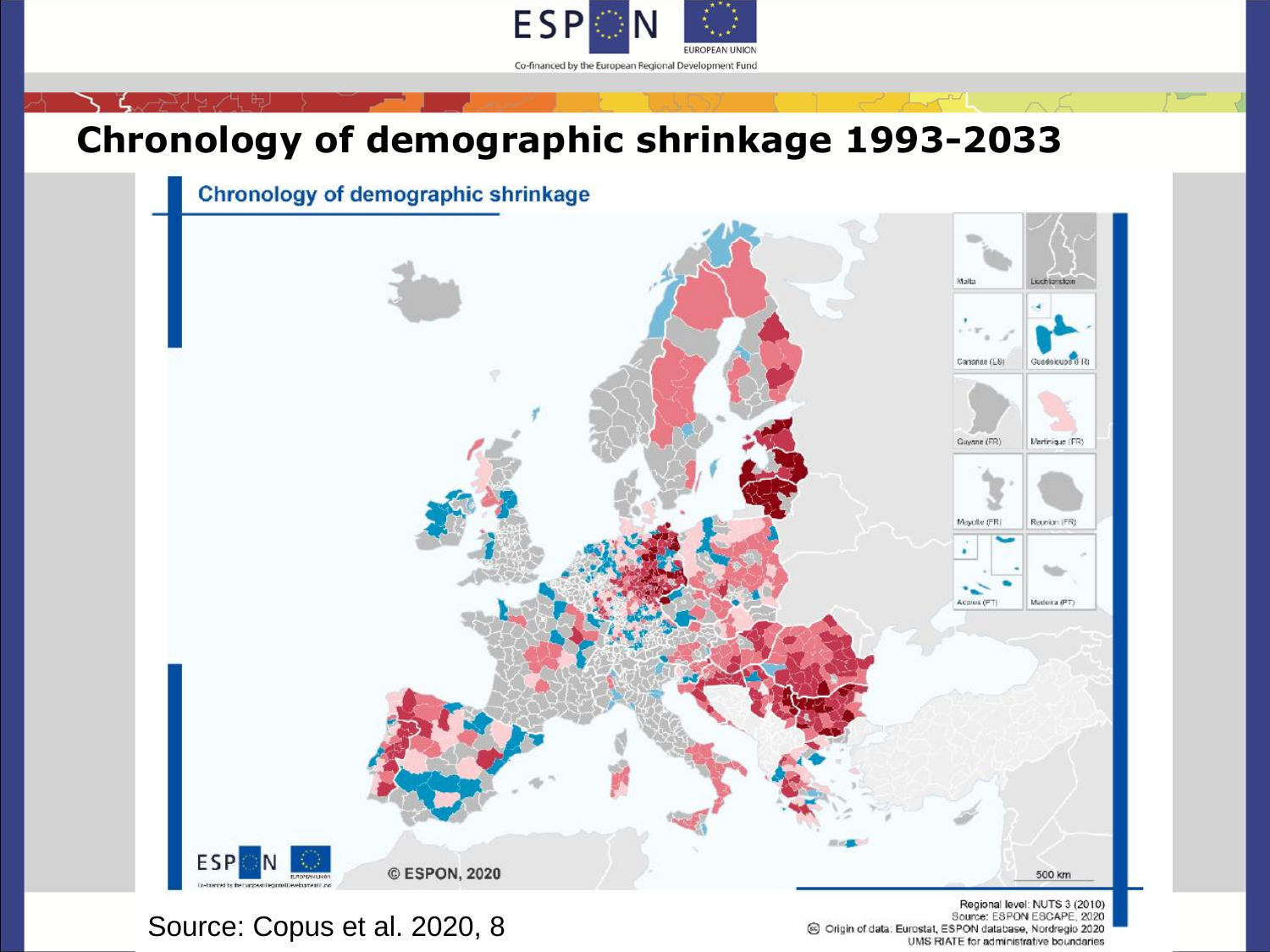# Chronology of demographic shrinkage 1993-2033

Chronology of demographic shrinkage

© ESPON, 2020

Regional level: NUTS 3 (2010)
Source: ESPON ESCAPE, 2020
Origin of data: Eurostat, ESPON database, Nordregio 2020
UMS RIATE for administrative boundaries

Source: Copus et al. 2020, 8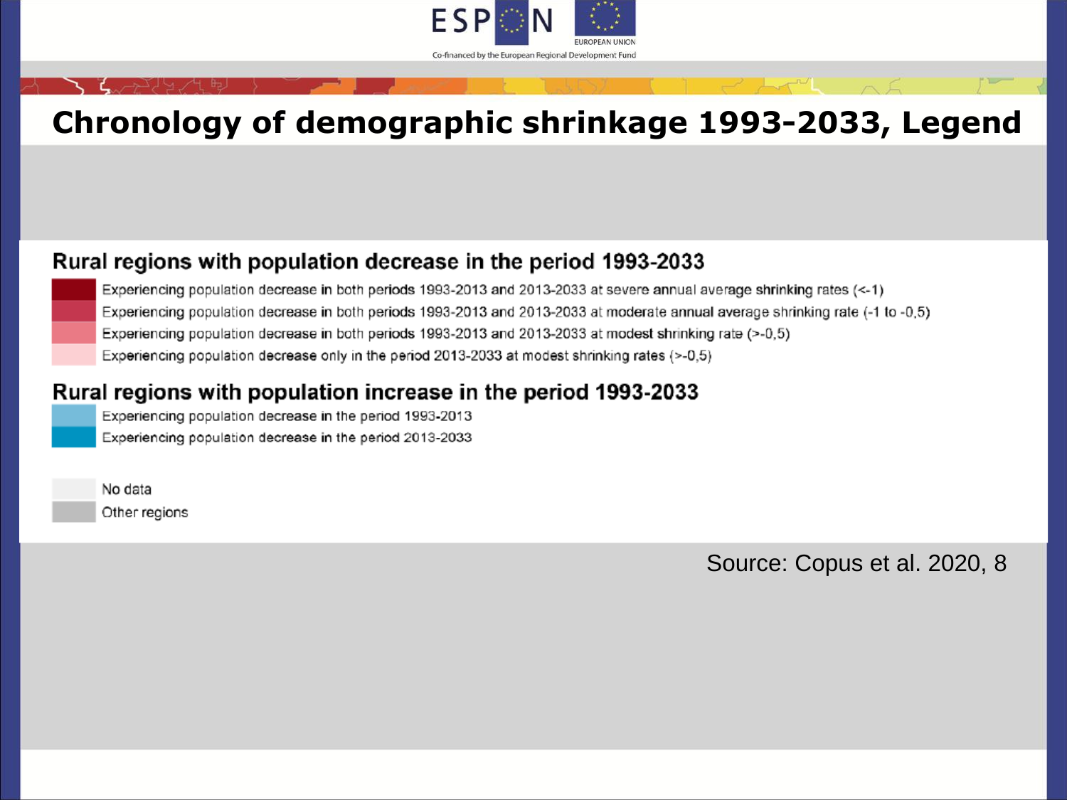# Chronology of demographic shrinkage 1993-2033, Legend

## Rural regions with population decrease in the period 1993-2033

- Experiencing population decrease in both periods 1993-2013 and 2013-2033 at severe annual average shrinking rates (<-1)
- Experiencing population decrease in both periods 1993-2013 and 2013-2033 at moderate annual average shrinking rate (-1 to -0,5)
- Experiencing population decrease in both periods 1993-2013 and 2013-2033 at modest shrinking rate (>-0,5)
- Experiencing population decrease only in the period 2013-2033 at modest shrinking rates (>-0,5)

## Rural regions with population increase in the period 1993-2033

- Experiencing population decrease in the period 1993-2013
- Experiencing population decrease in the period 2013-2033

- No data
- Other regions

Source: Copus et al. 2020, 8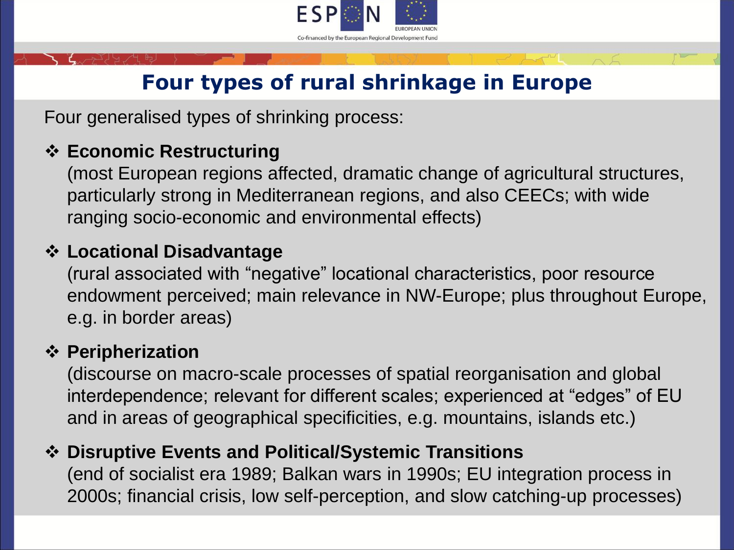# Four types of rural shrinkage in Europe

Four generalised types of shrinking process:

- **Economic Restructuring**
  (most European regions affected, dramatic change of agricultural structures, particularly strong in Mediterranean regions, and also CEECs; with wide ranging socio-economic and environmental effects)

- **Locational Disadvantage**
  (rural associated with "negative" locational characteristics, poor resource endowment perceived; main relevance in NW-Europe; plus throughout Europe, e.g. in border areas)

- **Peripherization**
  (discourse on macro-scale processes of spatial reorganisation and global interdependence; relevant for different scales; experienced at "edges" of EU and in areas of geographical specificities, e.g. mountains, islands etc.)

- **Disruptive Events and Political/Systemic Transitions**
  (end of socialist era 1989; Balkan wars in 1990s; EU integration process in 2000s; financial crisis, low self-perception, and slow catching-up processes)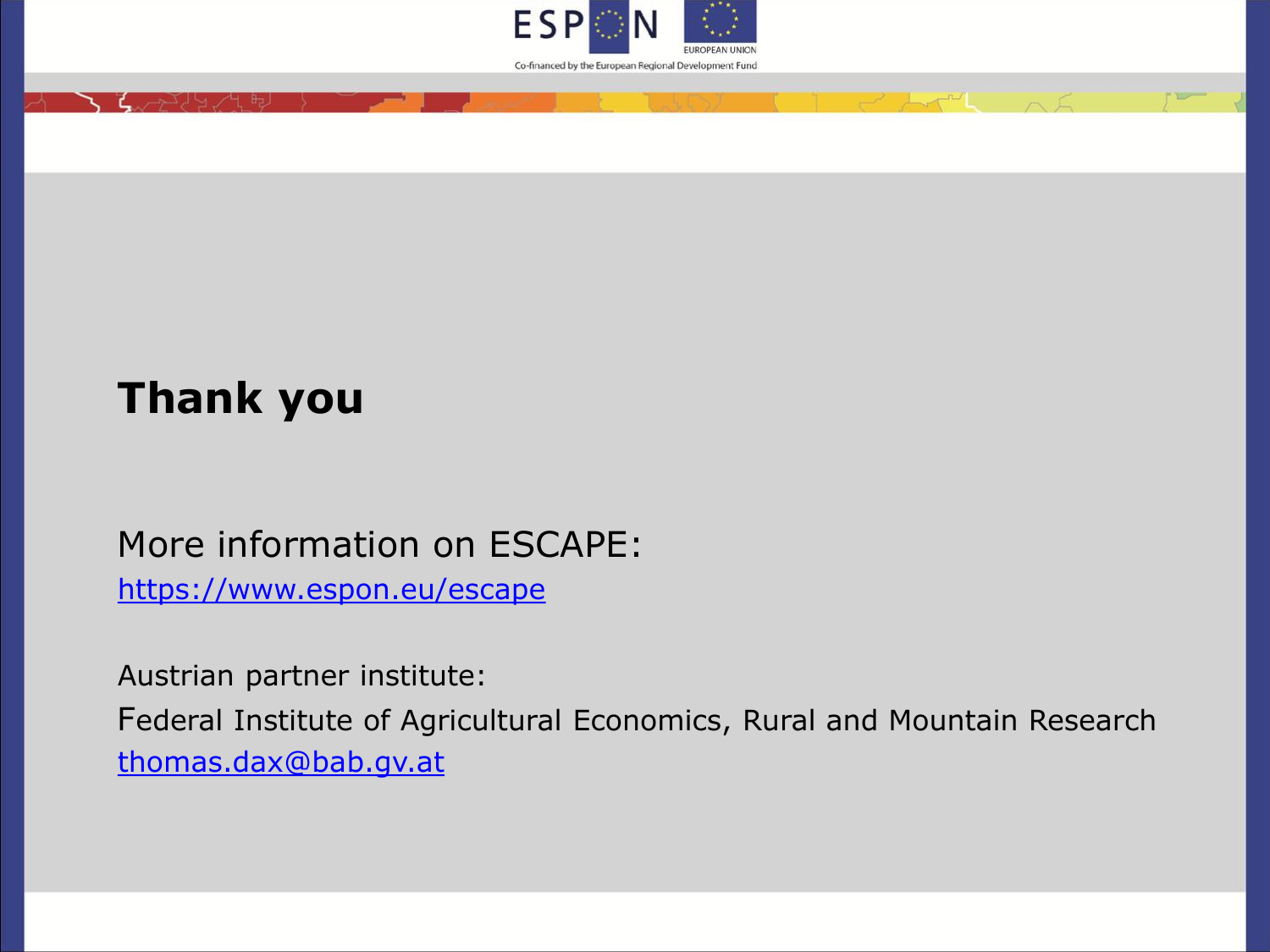# Thank you

More information on ESCAPE:
https://www.espon.eu/escape

Austrian partner institute:
Federal Institute of Agricultural Economics, Rural and Mountain Research
thomas.dax@bab.gv.at